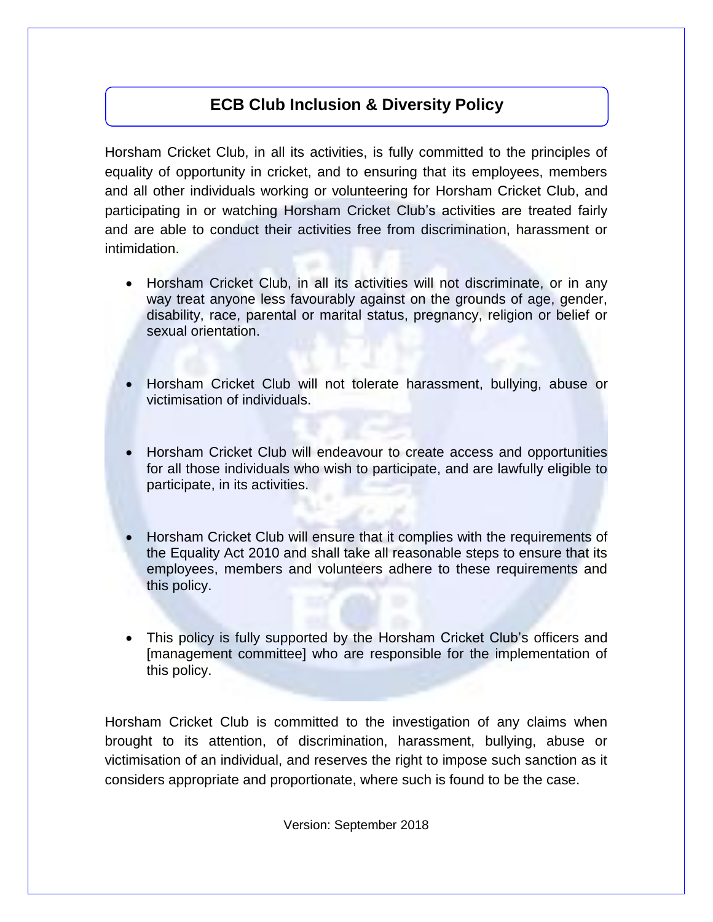# ECB Club Inclusion & Diversity Policy

Horsham Cricket Club, in all its activities, is fully committed to the principles of equality of opportunity in cricket, and to ensuring that its employees, members and all other individuals working or volunteering for Horsham Cricket Club, and participating in or watching Horsham Cricket Club's activities are treated fairly and are able to conduct their activities free from discrimination, harassment or intimidation.

- Horsham Cricket Club, in all its activities will not discriminate, or in any way treat anyone less favourably against on the grounds of age, gender, disability, race, parental or marital status, pregnancy, religion or belief or sexual orientation.

- Horsham Cricket Club will not tolerate harassment, bullying, abuse or victimisation of individuals.

- Horsham Cricket Club will endeavour to create access and opportunities for all those individuals who wish to participate, and are lawfully eligible to participate, in its activities.

- Horsham Cricket Club will ensure that it complies with the requirements of the Equality Act 2010 and shall take all reasonable steps to ensure that its employees, members and volunteers adhere to these requirements and this policy.

- This policy is fully supported by the Horsham Cricket Club's officers and [management committee] who are responsible for the implementation of this policy.

Horsham Cricket Club is committed to the investigation of any claims when brought to its attention, of discrimination, harassment, bullying, abuse or victimisation of an individual, and reserves the right to impose such sanction as it considers appropriate and proportionate, where such is found to be the case.

Version: September 2018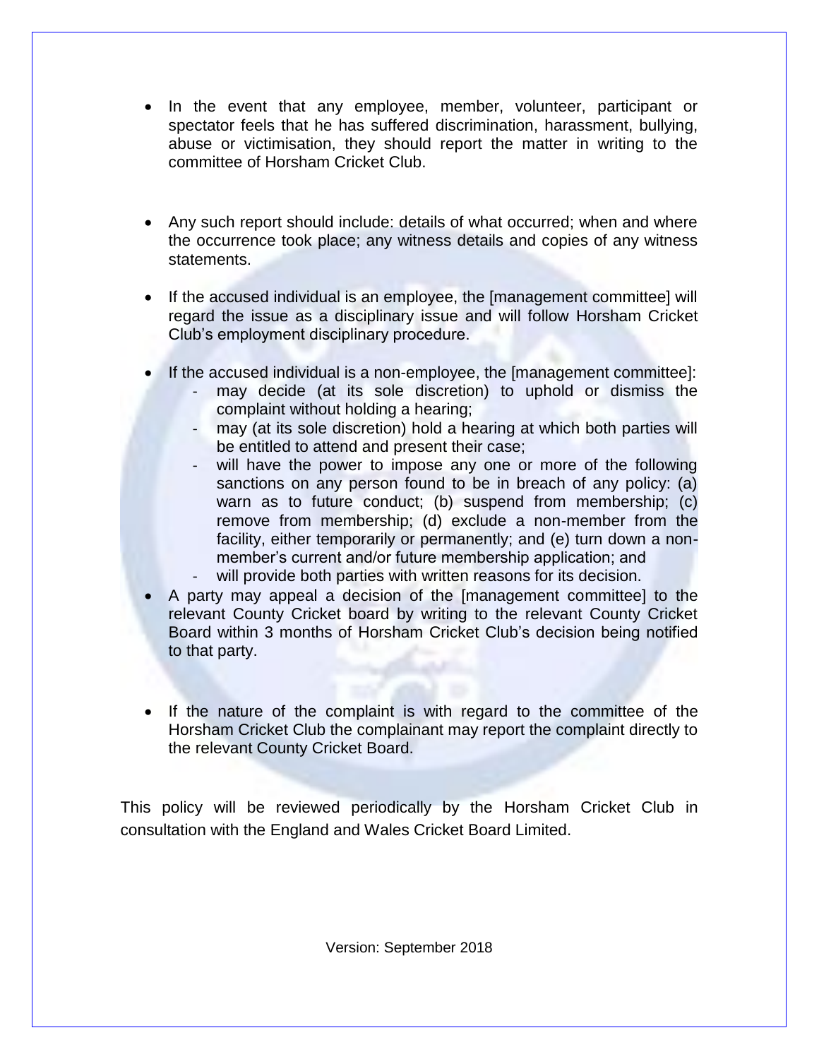- In the event that any employee, member, volunteer, participant or spectator feels that he has suffered discrimination, harassment, bullying, abuse or victimisation, they should report the matter in writing to the committee of Horsham Cricket Club.

- Any such report should include: details of what occurred; when and where the occurrence took place; any witness details and copies of any witness statements.

- If the accused individual is an employee, the [management committee] will regard the issue as a disciplinary issue and will follow Horsham Cricket Club's employment disciplinary procedure.

- If the accused individual is a non-employee, the [management committee]:
  - may decide (at its sole discretion) to uphold or dismiss the complaint without holding a hearing;
  - may (at its sole discretion) hold a hearing at which both parties will be entitled to attend and present their case;
  - will have the power to impose any one or more of the following sanctions on any person found to be in breach of any policy: (a) warn as to future conduct; (b) suspend from membership; (c) remove from membership; (d) exclude a non-member from the facility, either temporarily or permanently; and (e) turn down a non-member's current and/or future membership application; and
  - will provide both parties with written reasons for its decision.
- A party may appeal a decision of the [management committee] to the relevant County Cricket board by writing to the relevant County Cricket Board within 3 months of Horsham Cricket Club's decision being notified to that party.

- If the nature of the complaint is with regard to the committee of the Horsham Cricket Club the complainant may report the complaint directly to the relevant County Cricket Board.

This policy will be reviewed periodically by the Horsham Cricket Club in consultation with the England and Wales Cricket Board Limited.

Version: September 2018